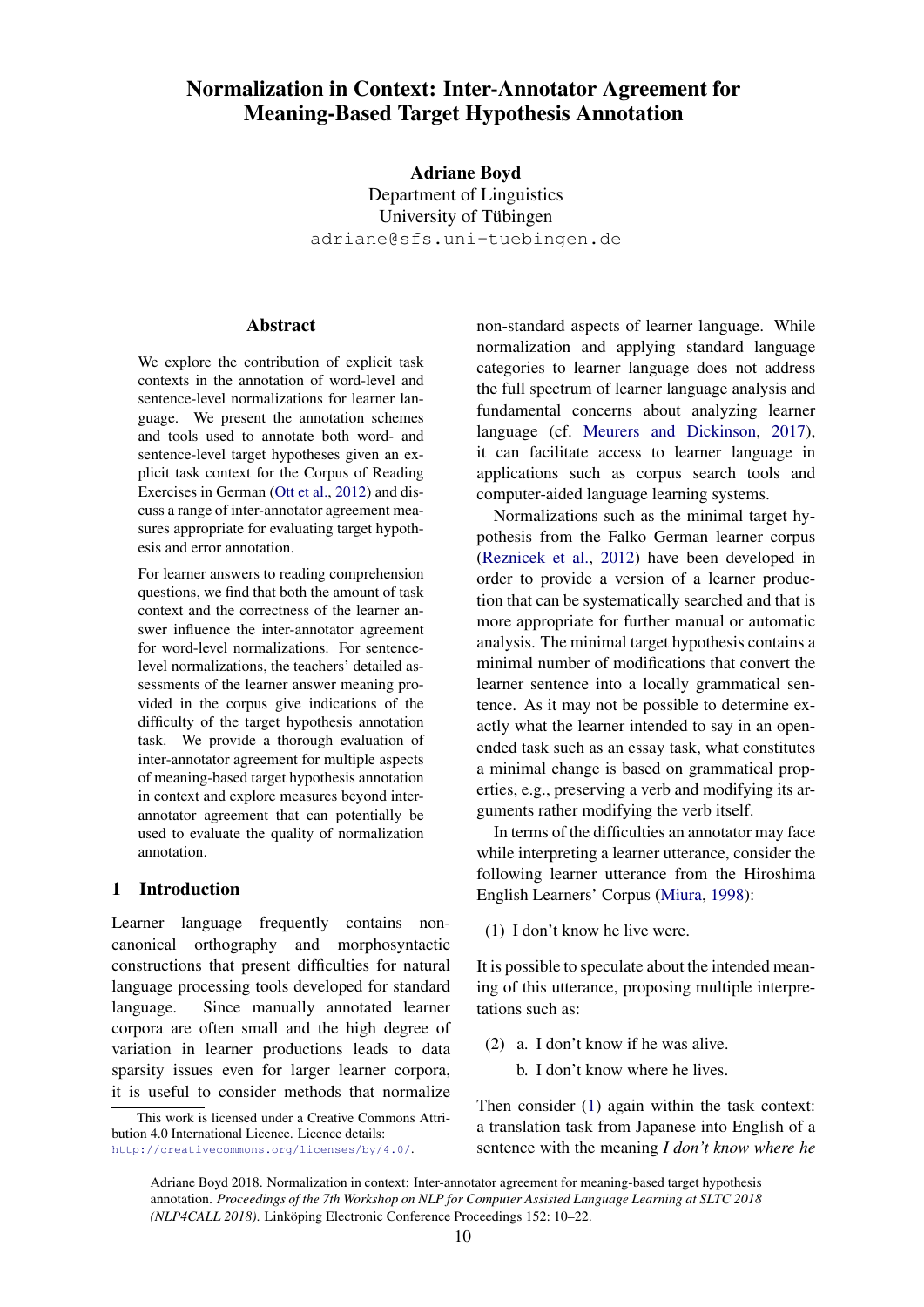# Normalization in Context: Inter-Annotator Agreement for Meaning-Based Target Hypothesis Annotation

**Adriane Boyd**
Department of Linguistics
University of Tübingen
adriane@sfs.uni-tuebingen.de

## Abstract

We explore the contribution of explicit task contexts in the annotation of word-level and sentence-level normalizations for learner language. We present the annotation schemes and tools used to annotate both word- and sentence-level target hypotheses given an explicit task context for the Corpus of Reading Exercises in German (Ott et al., 2012) and discuss a range of inter-annotator agreement measures appropriate for evaluating target hypothesis and error annotation.

For learner answers to reading comprehension questions, we find that both the amount of task context and the correctness of the learner answer influence the inter-annotator agreement for word-level normalizations. For sentence-level normalizations, the teachers' detailed assessments of the learner answer meaning provided in the corpus give indications of the difficulty of the target hypothesis annotation task. We provide a thorough evaluation of inter-annotator agreement for multiple aspects of meaning-based target hypothesis annotation in context and explore measures beyond inter-annotator agreement that can potentially be used to evaluate the quality of normalization annotation.

## 1 Introduction

Learner language frequently contains non-canonical orthography and morphosyntactic constructions that present difficulties for natural language processing tools developed for standard language. Since manually annotated learner corpora are often small and the high degree of variation in learner productions leads to data sparsity issues even for larger learner corpora, it is useful to consider methods that normalize non-standard aspects of learner language. While normalization and applying standard language categories to learner language does not address the full spectrum of learner language analysis and fundamental concerns about analyzing learner language (cf. Meurers and Dickinson, 2017), it can facilitate access to learner language in applications such as corpus search tools and computer-aided language learning systems.

Normalizations such as the minimal target hypothesis from the Falko German learner corpus (Reznicek et al., 2012) have been developed in order to provide a version of a learner production that can be systematically searched and that is more appropriate for further manual or automatic analysis. The minimal target hypothesis contains a minimal number of modifications that convert the learner sentence into a locally grammatical sentence. As it may not be possible to determine exactly what the learner intended to say in an open-ended task such as an essay task, what constitutes a minimal change is based on grammatical properties, e.g., preserving a verb and modifying its arguments rather modifying the verb itself.

In terms of the difficulties an annotator may face while interpreting a learner utterance, consider the following learner utterance from the Hiroshima English Learners' Corpus (Miura, 1998):

(1) I don't know he live were.

It is possible to speculate about the intended meaning of this utterance, proposing multiple interpretations such as:

(2) a. I don't know if he was alive.
  b. I don't know where he lives.

Then consider (1) again within the task context: a translation task from Japanese into English of a sentence with the meaning *I don't know where he*

This work is licensed under a Creative Commons Attribution 4.0 International Licence. Licence details: http://creativecommons.org/licenses/by/4.0/.

Adriane Boyd 2018. Normalization in context: Inter-annotator agreement for meaning-based target hypothesis annotation. *Proceedings of the 7th Workshop on NLP for Computer Assisted Language Learning at SLTC 2018 (NLP4CALL 2018)*. Linköping Electronic Conference Proceedings 152: 10–22.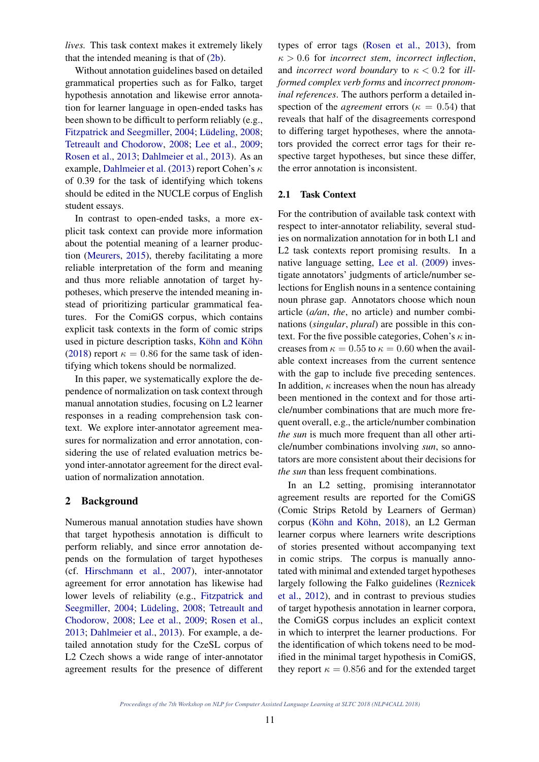*lives.* This task context makes it extremely likely that the intended meaning is that of (2b).

Without annotation guidelines based on detailed grammatical properties such as for Falko, target hypothesis annotation and likewise error annotation for learner language in open-ended tasks has been shown to be difficult to perform reliably (e.g., Fitzpatrick and Seegmiller, 2004; Lüdeling, 2008; Tetreault and Chodorow, 2008; Lee et al., 2009; Rosen et al., 2013; Dahlmeier et al., 2013). As an example, Dahlmeier et al. (2013) report Cohen's $\kappa$ of 0.39 for the task of identifying which tokens should be edited in the NUCLE corpus of English student essays.

In contrast to open-ended tasks, a more explicit task context can provide more information about the potential meaning of a learner production (Meurers, 2015), thereby facilitating a more reliable interpretation of the form and meaning and thus more reliable annotation of target hypotheses, which preserve the intended meaning instead of prioritizing particular grammatical features. For the ComiGS corpus, which contains explicit task contexts in the form of comic strips used in picture description tasks, Köhn and Köhn (2018) report $\kappa = 0.86$ for the same task of identifying which tokens should be normalized.

In this paper, we systematically explore the dependence of normalization on task context through manual annotation studies, focusing on L2 learner responses in a reading comprehension task context. We explore inter-annotator agreement measures for normalization and error annotation, considering the use of related evaluation metrics beyond inter-annotator agreement for the direct evaluation of normalization annotation.

## 2 Background

Numerous manual annotation studies have shown that target hypothesis annotation is difficult to perform reliably, and since error annotation depends on the formulation of target hypotheses (cf. Hirschmann et al., 2007), inter-annotator agreement for error annotation has likewise had lower levels of reliability (e.g., Fitzpatrick and Seegmiller, 2004; Lüdeling, 2008; Tetreault and Chodorow, 2008; Lee et al., 2009; Rosen et al., 2013; Dahlmeier et al., 2013). For example, a detailed annotation study for the CzeSL corpus of L2 Czech shows a wide range of inter-annotator agreement results for the presence of different types of error tags (Rosen et al., 2013), from $\kappa > 0.6$ for *incorrect stem*, *incorrect inflection*, and *incorrect word boundary* to $\kappa < 0.2$ for *ill-formed complex verb forms* and *incorrect pronominal references*. The authors perform a detailed inspection of the *agreement* errors ($\kappa = 0.54$) that reveals that half of the disagreements correspond to differing target hypotheses, where the annotators provided the correct error tags for their respective target hypotheses, but since these differ, the error annotation is inconsistent.

### 2.1 Task Context

For the contribution of available task context with respect to inter-annotator reliability, several studies on normalization annotation for in both L1 and L2 task contexts report promising results. In a native language setting, Lee et al. (2009) investigate annotators' judgments of article/number selections for English nouns in a sentence containing noun phrase gap. Annotators choose which noun article (*a/an*, *the*, no article) and number combinations (*singular*, *plural*) are possible in this context. For the five possible categories, Cohen's $\kappa$ increases from $\kappa = 0.55$ to $\kappa = 0.60$ when the available context increases from the current sentence with the gap to include five preceding sentences. In addition, $\kappa$ increases when the noun has already been mentioned in the context and for those article/number combinations that are much more frequent overall, e.g., the article/number combination *the sun* is much more frequent than all other article/number combinations involving *sun*, so annotators are more consistent about their decisions for *the sun* than less frequent combinations.

In an L2 setting, promising interannotator agreement results are reported for the ComiGS (Comic Strips Retold by Learners of German) corpus (Köhn and Köhn, 2018), an L2 German learner corpus where learners write descriptions of stories presented without accompanying text in comic strips. The corpus is manually annotated with minimal and extended target hypotheses largely following the Falko guidelines (Reznicek et al., 2012), and in contrast to previous studies of target hypothesis annotation in learner corpora, the ComiGS corpus includes an explicit context in which to interpret the learner productions. For the identification of which tokens need to be modified in the minimal target hypothesis in ComiGS, they report $\kappa = 0.856$ and for the extended target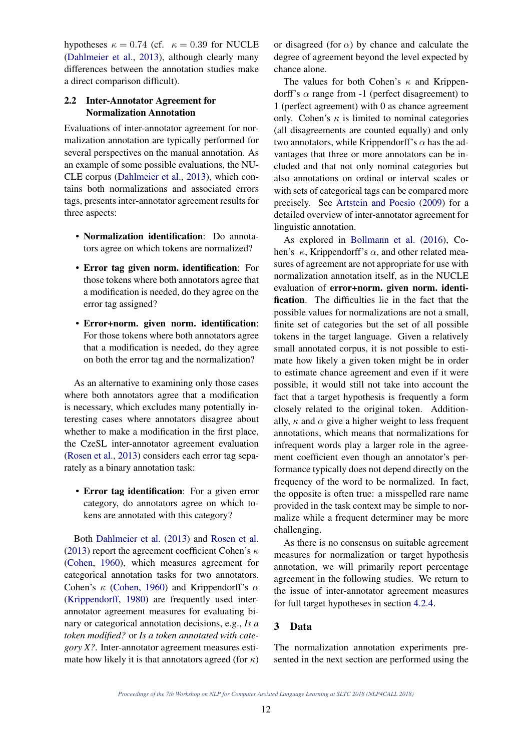hypotheses $\kappa = 0.74$ (cf. $\kappa = 0.39$ for NUCLE (Dahlmeier et al., 2013), although clearly many differences between the annotation studies make a direct comparison difficult).

### 2.2 Inter-Annotator Agreement for Normalization Annotation

Evaluations of inter-annotator agreement for normalization annotation are typically performed for several perspectives on the manual annotation. As an example of some possible evaluations, the NUCLE corpus (Dahlmeier et al., 2013), which contains both normalizations and associated errors tags, presents inter-annotator agreement results for three aspects:

- **Normalization identification**: Do annotators agree on which tokens are normalized?
- **Error tag given norm. identification**: For those tokens where both annotators agree that a modification is needed, do they agree on the error tag assigned?
- **Error+norm. given norm. identification**: For those tokens where both annotators agree that a modification is needed, do they agree on both the error tag and the normalization?

As an alternative to examining only those cases where both annotators agree that a modification is necessary, which excludes many potentially interesting cases where annotators disagree about whether to make a modification in the first place, the CzeSL inter-annotator agreement evaluation (Rosen et al., 2013) considers each error tag separately as a binary annotation task:

- **Error tag identification**: For a given error category, do annotators agree on which tokens are annotated with this category?

Both Dahlmeier et al. (2013) and Rosen et al. (2013) report the agreement coefficient Cohen's $\kappa$ (Cohen, 1960), which measures agreement for categorical annotation tasks for two annotators. Cohen's $\kappa$ (Cohen, 1960) and Krippendorff's $\alpha$ (Krippendorff, 1980) are frequently used inter-annotator agreement measures for evaluating binary or categorical annotation decisions, e.g., *Is a token modified?* or *Is a token annotated with category X?*. Inter-annotator agreement measures estimate how likely it is that annotators agreed (for $\kappa$) or disagreed (for $\alpha$) by chance and calculate the degree of agreement beyond the level expected by chance alone.

The values for both Cohen's $\kappa$ and Krippendorff's $\alpha$ range from -1 (perfect disagreement) to 1 (perfect agreement) with 0 as chance agreement only. Cohen's $\kappa$ is limited to nominal categories (all disagreements are counted equally) and only two annotators, while Krippendorff's $\alpha$ has the advantages that three or more annotators can be included and that not only nominal categories but also annotations on ordinal or interval scales or with sets of categorical tags can be compared more precisely. See Artstein and Poesio (2009) for a detailed overview of inter-annotator agreement for linguistic annotation.

As explored in Bollmann et al. (2016), Cohen's $\kappa$, Krippendorff's $\alpha$, and other related measures of agreement are not appropriate for use with normalization annotation itself, as in the NUCLE evaluation of **error+norm. given norm. identification**. The difficulties lie in the fact that the possible values for normalizations are not a small, finite set of categories but the set of all possible tokens in the target language. Given a relatively small annotated corpus, it is not possible to estimate how likely a given token might be in order to estimate chance agreement and even if it were possible, it would still not take into account the fact that a target hypothesis is frequently a form closely related to the original token. Additionally, $\kappa$ and $\alpha$ give a higher weight to less frequent annotations, which means that normalizations for infrequent words play a larger role in the agreement coefficient even though an annotator's performance typically does not depend directly on the frequency of the word to be normalized. In fact, the opposite is often true: a misspelled rare name provided in the task context may be simple to normalize while a frequent determiner may be more challenging.

As there is no consensus on suitable agreement measures for normalization or target hypothesis annotation, we will primarily report percentage agreement in the following studies. We return to the issue of inter-annotator agreement measures for full target hypotheses in section 4.2.4.

## 3 Data

The normalization annotation experiments presented in the next section are performed using the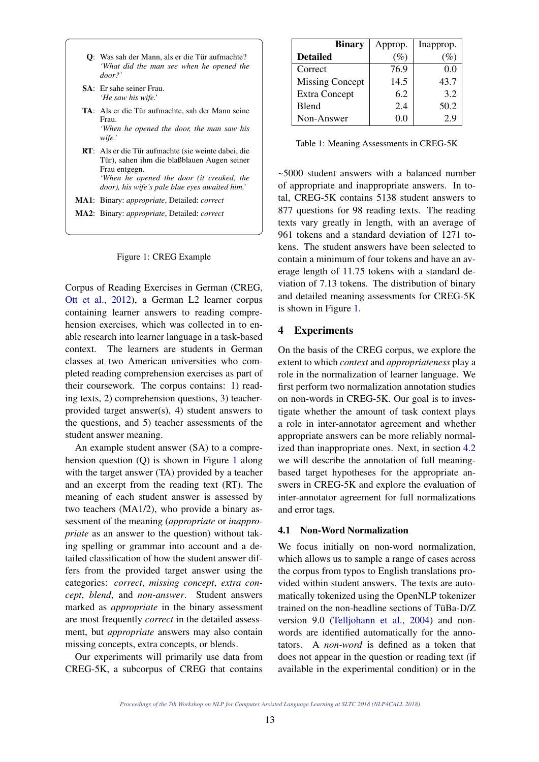**Q**: Was sah der Mann, als er die Tür aufmachte?
*'What did the man see when he opened the door?'*

**SA**: Er sahe seiner Frau.
*'He saw his wife.'*

**TA**: Als er die Tür aufmachte, sah der Mann seine Frau.
*'When he opened the door, the man saw his wife.'*

**RT**: Als er die Tür aufmachte (sie weinte dabei, die Tür), sahen ihm die blaßblauen Augen seiner Frau entgegn.
*'When he opened the door (it creaked, the door), his wife's pale blue eyes awaited him.'*

**MA1**: Binary: *appropriate*, Detailed: *correct*

**MA2**: Binary: *appropriate*, Detailed: *correct*

Figure 1: CREG Example

Corpus of Reading Exercises in German (CREG, Ott et al., 2012), a German L2 learner corpus containing learner answers to reading comprehension exercises, which was collected in to enable research into learner language in a task-based context. The learners are students in German classes at two American universities who completed reading comprehension exercises as part of their coursework. The corpus contains: 1) reading texts, 2) comprehension questions, 3) teacher-provided target answer(s), 4) student answers to the questions, and 5) teacher assessments of the student answer meaning.

An example student answer (SA) to a comprehension question (Q) is shown in Figure 1 along with the target answer (TA) provided by a teacher and an excerpt from the reading text (RT). The meaning of each student answer is assessed by two teachers (MA1/2), who provide a binary assessment of the meaning (*appropriate* or *inappropriate* as an answer to the question) without taking spelling or grammar into account and a detailed classification of how the student answer differs from the provided target answer using the categories: *correct*, *missing concept*, *extra concept*, *blend*, and *non-answer*. Student answers marked as *appropriate* in the binary assessment are most frequently *correct* in the detailed assessment, but *appropriate* answers may also contain missing concepts, extra concepts, or blends.

Our experiments will primarily use data from CREG-5K, a subcorpus of CREG that contains

| Binary / **Detailed** | Approp. (%) | Inapprop. (%) |
|---|---|---|
| Correct | 76.9 | 0.0 |
| Missing Concept | 14.5 | 43.7 |
| Extra Concept | 6.2 | 3.2 |
| Blend | 2.4 | 50.2 |
| Non-Answer | 0.0 | 2.9 |

Table 1: Meaning Assessments in CREG-5K

~5000 student answers with a balanced number of appropriate and inappropriate answers. In total, CREG-5K contains 5138 student answers to 877 questions for 98 reading texts. The reading texts vary greatly in length, with an average of 961 tokens and a standard deviation of 1271 tokens. The student answers have been selected to contain a minimum of four tokens and have an average length of 11.75 tokens with a standard deviation of 7.13 tokens. The distribution of binary and detailed meaning assessments for CREG-5K is shown in Figure 1.

## 4 Experiments

On the basis of the CREG corpus, we explore the extent to which *context* and *appropriateness* play a role in the normalization of learner language. We first perform two normalization annotation studies on non-words in CREG-5K. Our goal is to investigate whether the amount of task context plays a role in inter-annotator agreement and whether appropriate answers can be more reliably normalized than inappropriate ones. Next, in section 4.2 we will describe the annotation of full meaning-based target hypotheses for the appropriate answers in CREG-5K and explore the evaluation of inter-annotator agreement for full normalizations and error tags.

### 4.1 Non-Word Normalization

We focus initially on non-word normalization, which allows us to sample a range of cases across the corpus from typos to English translations provided within student answers. The texts are automatically tokenized using the OpenNLP tokenizer trained on the non-headline sections of TüBa-D/Z version 9.0 (Telljohann et al., 2004) and non-words are identified automatically for the annotators. A *non-word* is defined as a token that does not appear in the question or reading text (if available in the experimental condition) or in the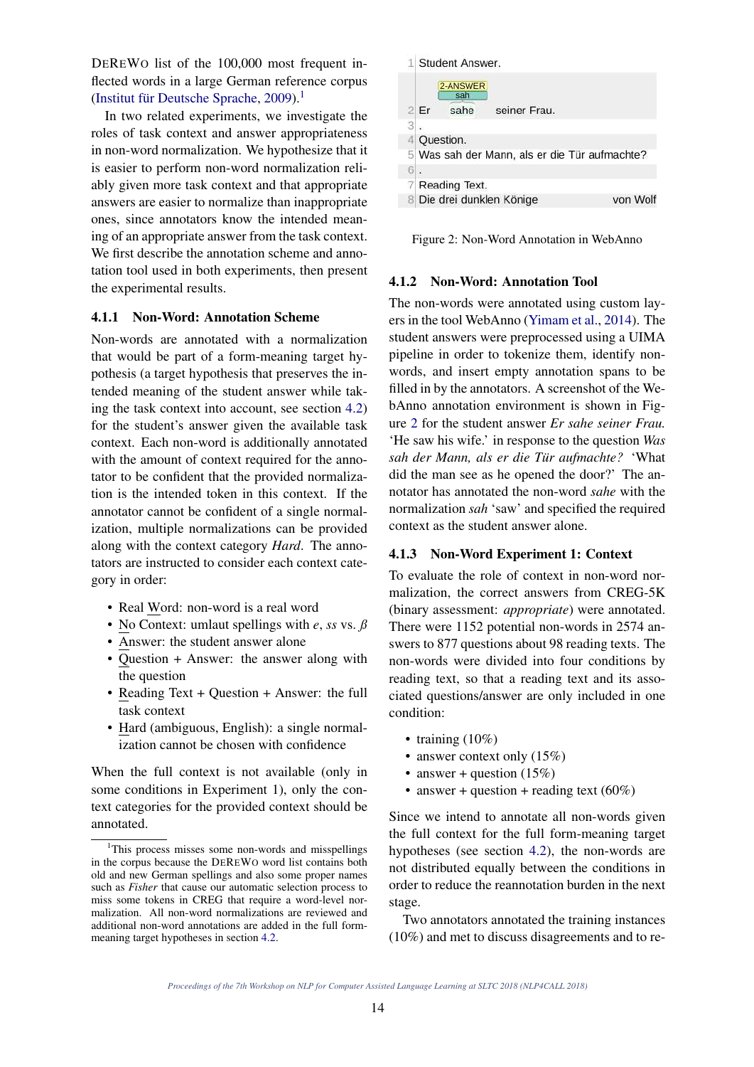DEREWO list of the 100,000 most frequent inflected words in a large German reference corpus (Institut für Deutsche Sprache, 2009).[1]

In two related experiments, we investigate the roles of task context and answer appropriateness in non-word normalization. We hypothesize that it is easier to perform non-word normalization reliably given more task context and that appropriate answers are easier to normalize than inappropriate ones, since annotators know the intended meaning of an appropriate answer from the task context. We first describe the annotation scheme and annotation tool used in both experiments, then present the experimental results.

### 4.1.1 Non-Word: Annotation Scheme

Non-words are annotated with a normalization that would be part of a form-meaning target hypothesis (a target hypothesis that preserves the intended meaning of the student answer while taking the task context into account, see section 4.2) for the student's answer given the available task context. Each non-word is additionally annotated with the amount of context required for the annotator to be confident that the provided normalization is the intended token in this context. If the annotator cannot be confident of a single normalization, multiple normalizations can be provided along with the context category *Hard*. The annotators are instructed to consider each context category in order:

- Real Word: non-word is a real word
- No Context: umlaut spellings with *e*, *ss* vs. *ß*
- Answer: the student answer alone
- Question + Answer: the answer along with the question
- Reading Text + Question + Answer: the full task context
- Hard (ambiguous, English): a single normalization cannot be chosen with confidence

When the full context is not available (only in some conditions in Experiment 1), only the context categories for the provided context should be annotated.

[1] This process misses some non-words and misspellings in the corpus because the DEREWO word list contains both old and new German spellings and also some proper names such as *Fisher* that cause our automatic selection process to miss some tokens in CREG that require a word-level normalization. All non-word normalizations are reviewed and additional non-word annotations are added in the full form-meaning target hypotheses in section 4.2.

```
1 Student Answer.
       2-ANSWER
         sah
2 Er    sahe     seiner Frau.
3 .
4 Question.
5 Was sah der Mann, als er die Tür aufmachte?
6 .
7 Reading Text.
8 Die drei dunklen Könige                von Wolf
```

Figure 2: Non-Word Annotation in WebAnno

### 4.1.2 Non-Word: Annotation Tool

The non-words were annotated using custom layers in the tool WebAnno (Yimam et al., 2014). The student answers were preprocessed using a UIMA pipeline in order to tokenize them, identify non-words, and insert empty annotation spans to be filled in by the annotators. A screenshot of the WebAnno annotation environment is shown in Figure 2 for the student answer *Er sahe seiner Frau.* 'He saw his wife.' in response to the question *Was sah der Mann, als er die Tür aufmachte?* 'What did the man see as he opened the door?' The annotator has annotated the non-word *sahe* with the normalization *sah* 'saw' and specified the required context as the student answer alone.

### 4.1.3 Non-Word Experiment 1: Context

To evaluate the role of context in non-word normalization, the correct answers from CREG-5K (binary assessment: *appropriate*) were annotated. There were 1152 potential non-words in 2574 answers to 877 questions about 98 reading texts. The non-words were divided into four conditions by reading text, so that a reading text and its associated questions/answer are only included in one condition:

- training (10%)
- answer context only (15%)
- answer + question (15%)
- answer + question + reading text (60%)

Since we intend to annotate all non-words given the full context for the full form-meaning target hypotheses (see section 4.2), the non-words are not distributed equally between the conditions in order to reduce the reannotation burden in the next stage.

Two annotators annotated the training instances (10%) and met to discuss disagreements and to re-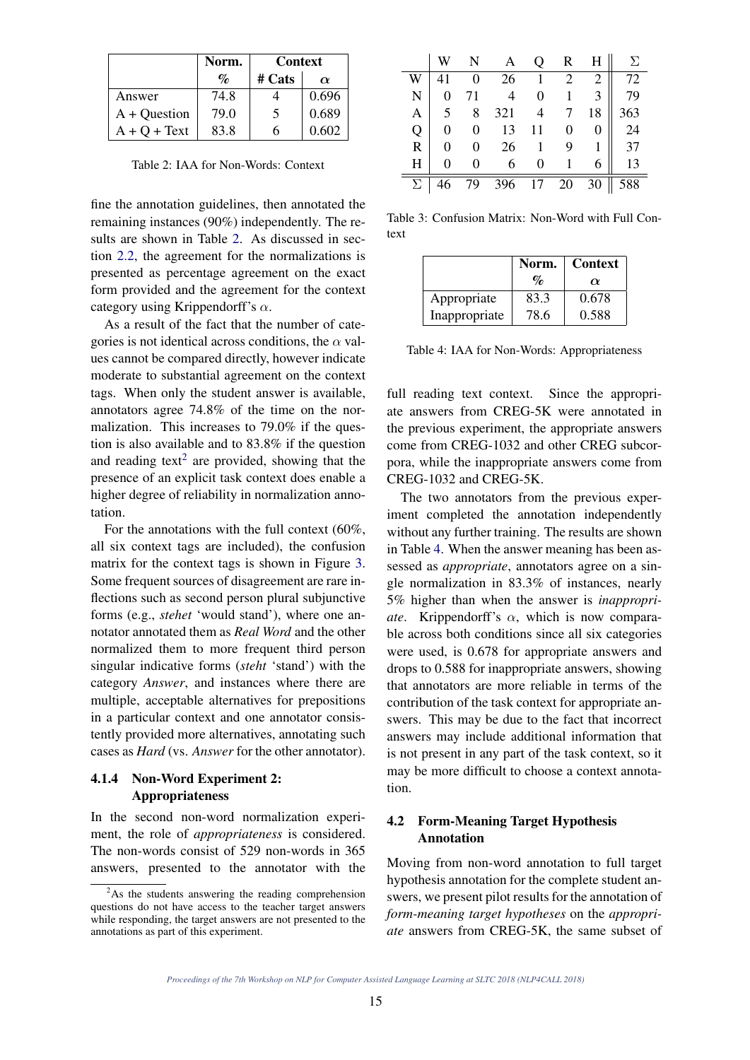|  | Norm. | Context | |
|---|---|---|---|
|  | % | # Cats | $\alpha$ |
| Answer | 74.8 | 4 | 0.696 |
| A + Question | 79.0 | 5 | 0.689 |
| A + Q + Text | 83.8 | 6 | 0.602 |

Table 2: IAA for Non-Words: Context

fine the annotation guidelines, then annotated the remaining instances (90%) independently. The results are shown in Table 2. As discussed in section 2.2, the agreement for the normalizations is presented as percentage agreement on the exact form provided and the agreement for the context category using Krippendorff's $\alpha$.

As a result of the fact that the number of categories is not identical across conditions, the $\alpha$ values cannot be compared directly, however indicate moderate to substantial agreement on the context tags. When only the student answer is available, annotators agree 74.8% of the time on the normalization. This increases to 79.0% if the question is also available and to 83.8% if the question and reading text[2] are provided, showing that the presence of an explicit task context does enable a higher degree of reliability in normalization annotation.

For the annotations with the full context (60%, all six context tags are included), the confusion matrix for the context tags is shown in Figure 3. Some frequent sources of disagreement are rare inflections such as second person plural subjunctive forms (e.g., *stehet* 'would stand'), where one annotator annotated them as *Real Word* and the other normalized them to more frequent third person singular indicative forms (*steht* 'stand') with the category *Answer*, and instances where there are multiple, acceptable alternatives for prepositions in a particular context and one annotator consistently provided more alternatives, annotating such cases as *Hard* (vs. *Answer* for the other annotator).

#### 4.1.4 Non-Word Experiment 2: Appropriateness

In the second non-word normalization experiment, the role of *appropriateness* is considered. The non-words consist of 529 non-words in 365 answers, presented to the annotator with the full reading text context. Since the appropriate answers from CREG-5K were annotated in the previous experiment, the appropriate answers come from CREG-1032 and other CREG subcorpora, while the inappropriate answers come from CREG-1032 and CREG-5K.

|  | W | N | A | Q | R | H | $\Sigma$ |
|---|---|---|---|---|---|---|---|
| W | 41 | 0 | 26 | 1 | 2 | 2 | 72 |
| N | 0 | 71 | 4 | 0 | 1 | 3 | 79 |
| A | 5 | 8 | 321 | 4 | 7 | 18 | 363 |
| Q | 0 | 0 | 13 | 11 | 0 | 0 | 24 |
| R | 0 | 0 | 26 | 1 | 9 | 1 | 37 |
| H | 0 | 0 | 6 | 0 | 1 | 6 | 13 |
| $\Sigma$ | 46 | 79 | 396 | 17 | 20 | 30 | 588 |

Table 3: Confusion Matrix: Non-Word with Full Context

|  | Norm. | Context |
|---|---|---|
|  | % | $\alpha$ |
| Appropriate | 83.3 | 0.678 |
| Inappropriate | 78.6 | 0.588 |

Table 4: IAA for Non-Words: Appropriateness

The two annotators from the previous experiment completed the annotation independently without any further training. The results are shown in Table 4. When the answer meaning has been assessed as *appropriate*, annotators agree on a single normalization in 83.3% of instances, nearly 5% higher than when the answer is *inappropriate*. Krippendorff's $\alpha$, which is now comparable across both conditions since all six categories were used, is 0.678 for appropriate answers and drops to 0.588 for inappropriate answers, showing that annotators are more reliable in terms of the contribution of the task context for appropriate answers. This may be due to the fact that incorrect answers may include additional information that is not present in any part of the task context, so it may be more difficult to choose a context annotation.

### 4.2 Form-Meaning Target Hypothesis Annotation

Moving from non-word annotation to full target hypothesis annotation for the complete student answers, we present pilot results for the annotation of *form-meaning target hypotheses* on the *appropriate* answers from CREG-5K, the same subset of

[2] As the students answering the reading comprehension questions do not have access to the teacher target answers while responding, the target answers are not presented to the annotations as part of this experiment.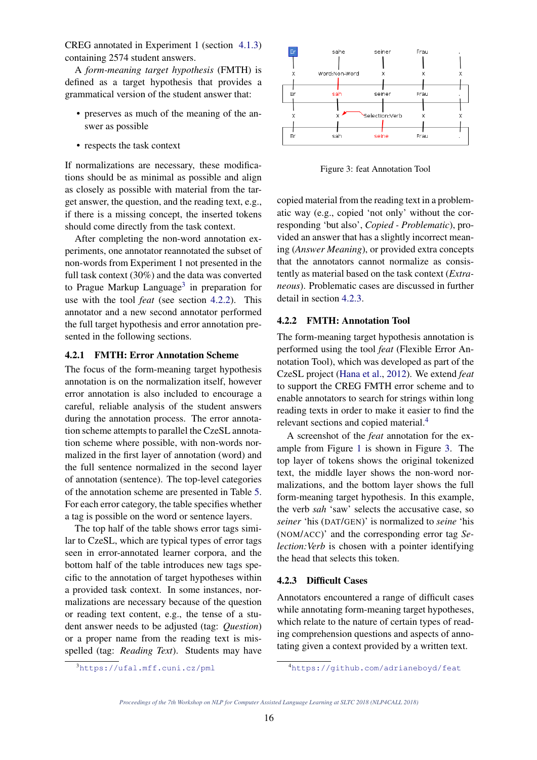CREG annotated in Experiment 1 (section 4.1.3) containing 2574 student answers.

A *form-meaning target hypothesis* (FMTH) is defined as a target hypothesis that provides a grammatical version of the student answer that:

- preserves as much of the meaning of the answer as possible
- respects the task context

If normalizations are necessary, these modifications should be as minimal as possible and align as closely as possible with material from the target answer, the question, and the reading text, e.g., if there is a missing concept, the inserted tokens should come directly from the task context.

After completing the non-word annotation experiments, one annotator reannotated the subset of non-words from Experiment 1 not presented in the full task context (30%) and the data was converted to Prague Markup Language[3] in preparation for use with the tool *feat* (see section 4.2.2). This annotator and a new second annotator performed the full target hypothesis and error annotation presented in the following sections.

### 4.2.1 FMTH: Error Annotation Scheme

The focus of the form-meaning target hypothesis annotation is on the normalization itself, however error annotation is also included to encourage a careful, reliable analysis of the student answers during the annotation process. The error annotation scheme attempts to parallel the CzeSL annotation scheme where possible, with non-words normalized in the first layer of annotation (word) and the full sentence normalized in the second layer of annotation (sentence). The top-level categories of the annotation scheme are presented in Table 5. For each error category, the table specifies whether a tag is possible on the word or sentence layers.

The top half of the table shows error tags similar to CzeSL, which are typical types of error tags seen in error-annotated learner corpora, and the bottom half of the table introduces new tags specific to the annotation of target hypotheses within a provided task context. In some instances, normalizations are necessary because of the question or reading text content, e.g., the tense of a student answer needs to be adjusted (tag: *Question*) or a proper name from the reading text is misspelled (tag: *Reading Text*). Students may have copied material from the reading text in a problematic way (e.g., copied 'not only' without the corresponding 'but also', *Copied - Problematic*), provided an answer that has a slightly incorrect meaning (*Answer Meaning*), or provided extra concepts that the annotators cannot normalize as consistently as material based on the task context (*Extraneous*). Problematic cases are discussed in further detail in section 4.2.3.

Figure 3: feat Annotation Tool

### 4.2.2 FMTH: Annotation Tool

The form-meaning target hypothesis annotation is performed using the tool *feat* (Flexible Error Annotation Tool), which was developed as part of the CzeSL project (Hana et al., 2012). We extend *feat* to support the CREG FMTH error scheme and to enable annotators to search for strings within long reading texts in order to make it easier to find the relevant sections and copied material.[4]

A screenshot of the *feat* annotation for the example from Figure 1 is shown in Figure 3. The top layer of tokens shows the original tokenized text, the middle layer shows the non-word normalizations, and the bottom layer shows the full form-meaning target hypothesis. In this example, the verb *sah* 'saw' selects the accusative case, so *seiner* 'his (DAT/GEN)' is normalized to *seine* 'his (NOM/ACC)' and the corresponding error tag *Selection:Verb* is chosen with a pointer identifying the head that selects this token.

### 4.2.3 Difficult Cases

Annotators encountered a range of difficult cases while annotating form-meaning target hypotheses, which relate to the nature of certain types of reading comprehension questions and aspects of annotating given a context provided by a written text.

[3] https://ufal.mff.cuni.cz/pml

[4] https://github.com/adrianeboyd/feat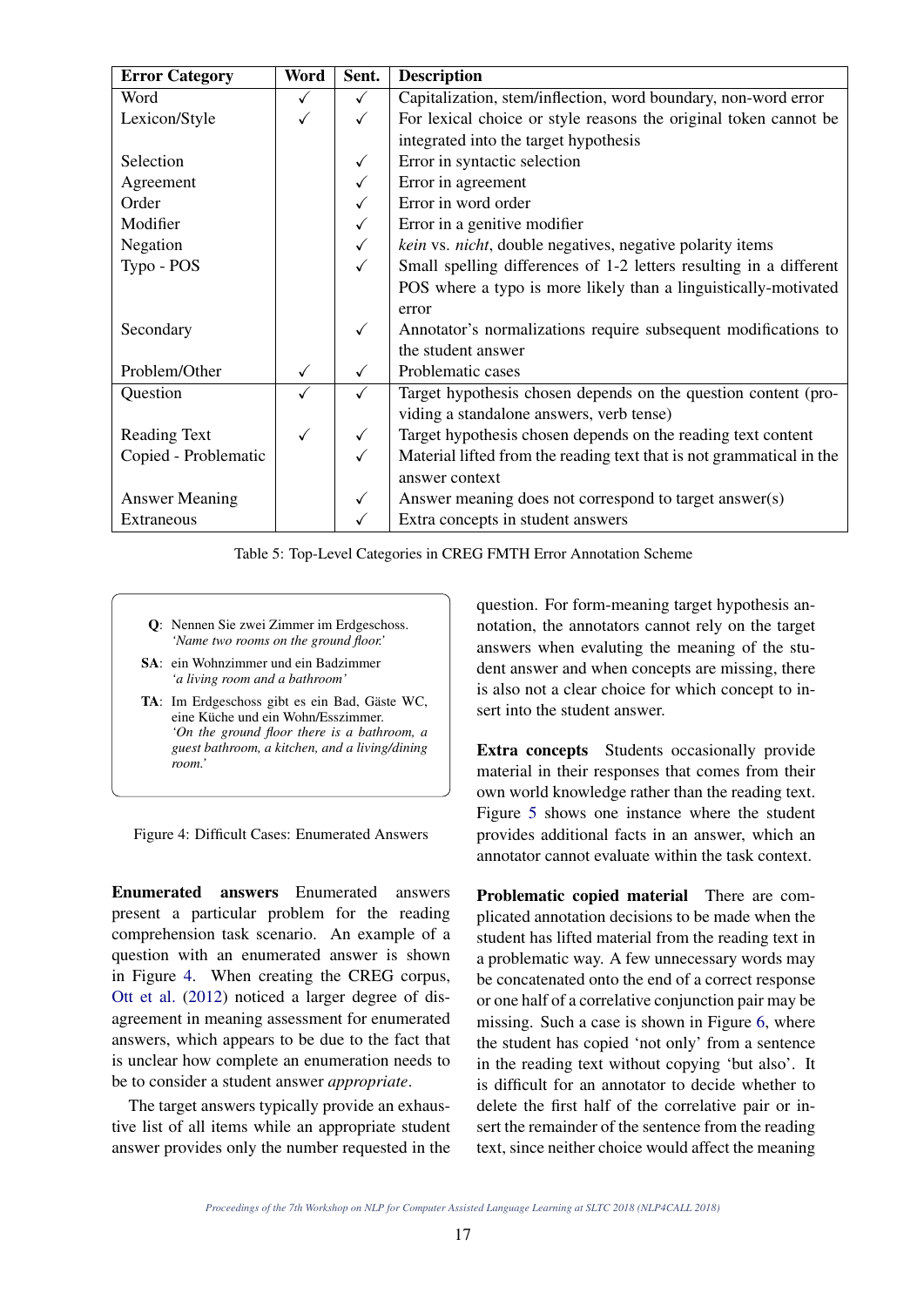| Error Category | Word | Sent. | Description |
|---|---|---|---|
| Word | ✓ | ✓ | Capitalization, stem/inflection, word boundary, non-word error |
| Lexicon/Style | ✓ | ✓ | For lexical choice or style reasons the original token cannot be integrated into the target hypothesis |
| Selection | | ✓ | Error in syntactic selection |
| Agreement | | ✓ | Error in agreement |
| Order | | ✓ | Error in word order |
| Modifier | | ✓ | Error in a genitive modifier |
| Negation | | ✓ | *kein* vs. *nicht*, double negatives, negative polarity items |
| Typo - POS | | ✓ | Small spelling differences of 1-2 letters resulting in a different POS where a typo is more likely than a linguistically-motivated error |
| Secondary | | ✓ | Annotator's normalizations require subsequent modifications to the student answer |
| Problem/Other | ✓ | ✓ | Problematic cases |
| Question | ✓ | ✓ | Target hypothesis chosen depends on the question content (providing a standalone answers, verb tense) |
| Reading Text | ✓ | ✓ | Target hypothesis chosen depends on the reading text content |
| Copied - Problematic | | ✓ | Material lifted from the reading text that is not grammatical in the answer context |
| Answer Meaning | | ✓ | Answer meaning does not correspond to target answer(s) |
| Extraneous | | ✓ | Extra concepts in student answers |

Table 5: Top-Level Categories in CREG FMTH Error Annotation Scheme

**Q**: Nennen Sie zwei Zimmer im Erdgeschoss.
*'Name two rooms on the ground floor.'*

**SA**: ein Wohnzimmer und ein Badzimmer
*'a living room and a bathroom'*

**TA**: Im Erdgeschoss gibt es ein Bad, Gäste WC, eine Küche und ein Wohn/Esszimmer.
*'On the ground floor there is a bathroom, a guest bathroom, a kitchen, and a living/dining room.'*

Figure 4: Difficult Cases: Enumerated Answers

**Enumerated answers** Enumerated answers present a particular problem for the reading comprehension task scenario. An example of a question with an enumerated answer is shown in Figure 4. When creating the CREG corpus, Ott et al. (2012) noticed a larger degree of disagreement in meaning assessment for enumerated answers, which appears to be due to the fact that is unclear how complete an enumeration needs to be to consider a student answer *appropriate*.

The target answers typically provide an exhaustive list of all items while an appropriate student answer provides only the number requested in the question. For form-meaning target hypothesis annotation, the annotators cannot rely on the target answers when evaluting the meaning of the student answer and when concepts are missing, there is also not a clear choice for which concept to insert into the student answer.

**Extra concepts** Students occasionally provide material in their responses that comes from their own world knowledge rather than the reading text. Figure 5 shows one instance where the student provides additional facts in an answer, which an annotator cannot evaluate within the task context.

**Problematic copied material** There are complicated annotation decisions to be made when the student has lifted material from the reading text in a problematic way. A few unnecessary words may be concatenated onto the end of a correct response or one half of a correlative conjunction pair may be missing. Such a case is shown in Figure 6, where the student has copied 'not only' from a sentence in the reading text without copying 'but also'. It is difficult for an annotator to decide whether to delete the first half of the correlative pair or insert the remainder of the sentence from the reading text, since neither choice would affect the meaning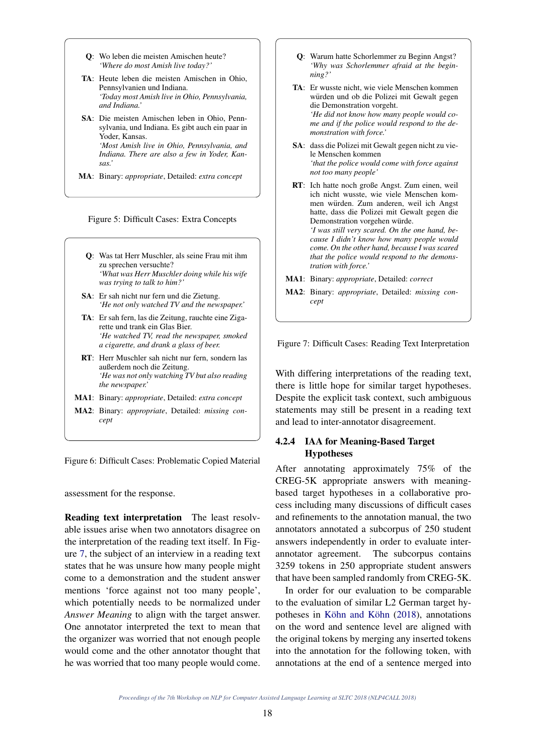**Q**: Wo leben die meisten Amischen heute?
*'Where do most Amish live today?'*

**TA**: Heute leben die meisten Amischen in Ohio, Pennsylvanien und Indiana.
*'Today most Amish live in Ohio, Pennsylvania, and Indiana.'*

**SA**: Die meisten Amischen leben in Ohio, Pennsylvania, und Indiana. Es gibt auch ein paar in Yoder, Kansas.
*'Most Amish live in Ohio, Pennsylvania, and Indiana. There are also a few in Yoder, Kansas.'*

**MA**: Binary: *appropriate*, Detailed: *extra concept*

Figure 5: Difficult Cases: Extra Concepts

**Q**: Was tat Herr Muschler, als seine Frau mit ihm zu sprechen versuchte?
*'What was Herr Muschler doing while his wife was trying to talk to him?'*

**SA**: Er sah nicht nur fern und die Zietung.
*'He not only watched TV and the newspaper.'*

**TA**: Er sah fern, las die Zeitung, rauchte eine Zigarette und trank ein Glas Bier.
*'He watched TV, read the newspaper, smoked a cigarette, and drank a glass of beer.'*

**RT**: Herr Muschler sah nicht nur fern, sondern las außerdem noch die Zeitung.
*'He was not only watching TV but also reading the newspaper.'*

**MA1**: Binary: *appropriate*, Detailed: *extra concept*

**MA2**: Binary: *appropriate*, Detailed: *missing concept*

Figure 6: Difficult Cases: Problematic Copied Material

assessment for the response.

**Reading text interpretation** The least resolvable issues arise when two annotators disagree on the interpretation of the reading text itself. In Figure 7, the subject of an interview in a reading text states that he was unsure how many people might come to a demonstration and the student answer mentions 'force against not too many people', which potentially needs to be normalized under *Answer Meaning* to align with the target answer. One annotator interpreted the text to mean that the organizer was worried that not enough people would come and the other annotator thought that he was worried that too many people would come.

**Q**: Warum hatte Schorlemmer zu Beginn Angst?
*'Why was Schorlemmer afraid at the beginning?'*

**TA**: Er wusste nicht, wie viele Menschen kommen würden und ob die Polizei mit Gewalt gegen die Demonstration vorgeht.
*'He did not know how many people would come and if the police would respond to the demonstration with force.'*

**SA**: dass die Polizei mit Gewalt gegen nicht zu viele Menschen kommen
*'that the police would come with force against not too many people'*

**RT**: Ich hatte noch große Angst. Zum einen, weil ich nicht wusste, wie viele Menschen kommen würden. Zum anderen, weil ich Angst hatte, dass die Polizei mit Gewalt gegen die Demonstration vorgehen würde.
*'I was still very scared. On the one hand, because I didn't know how many people would come. On the other hand, because I was scared that the police would respond to the demonstration with force.'*

**MA1**: Binary: *appropriate*, Detailed: *correct*

**MA2**: Binary: *appropriate*, Detailed: *missing concept*

Figure 7: Difficult Cases: Reading Text Interpretation

With differing interpretations of the reading text, there is little hope for similar target hypotheses. Despite the explicit task context, such ambiguous statements may still be present in a reading text and lead to inter-annotator disagreement.

#### 4.2.4 IAA for Meaning-Based Target Hypotheses

After annotating approximately 75% of the CREG-5K appropriate answers with meaning-based target hypotheses in a collaborative process including many discussions of difficult cases and refinements to the annotation manual, the two annotators annotated a subcorpus of 250 student answers independently in order to evaluate inter-annotator agreement. The subcorpus contains 3259 tokens in 250 appropriate student answers that have been sampled randomly from CREG-5K.

In order for our evaluation to be comparable to the evaluation of similar L2 German target hypotheses in Köhn and Köhn (2018), annotations on the word and sentence level are aligned with the original tokens by merging any inserted tokens into the annotation for the following token, with annotations at the end of a sentence merged into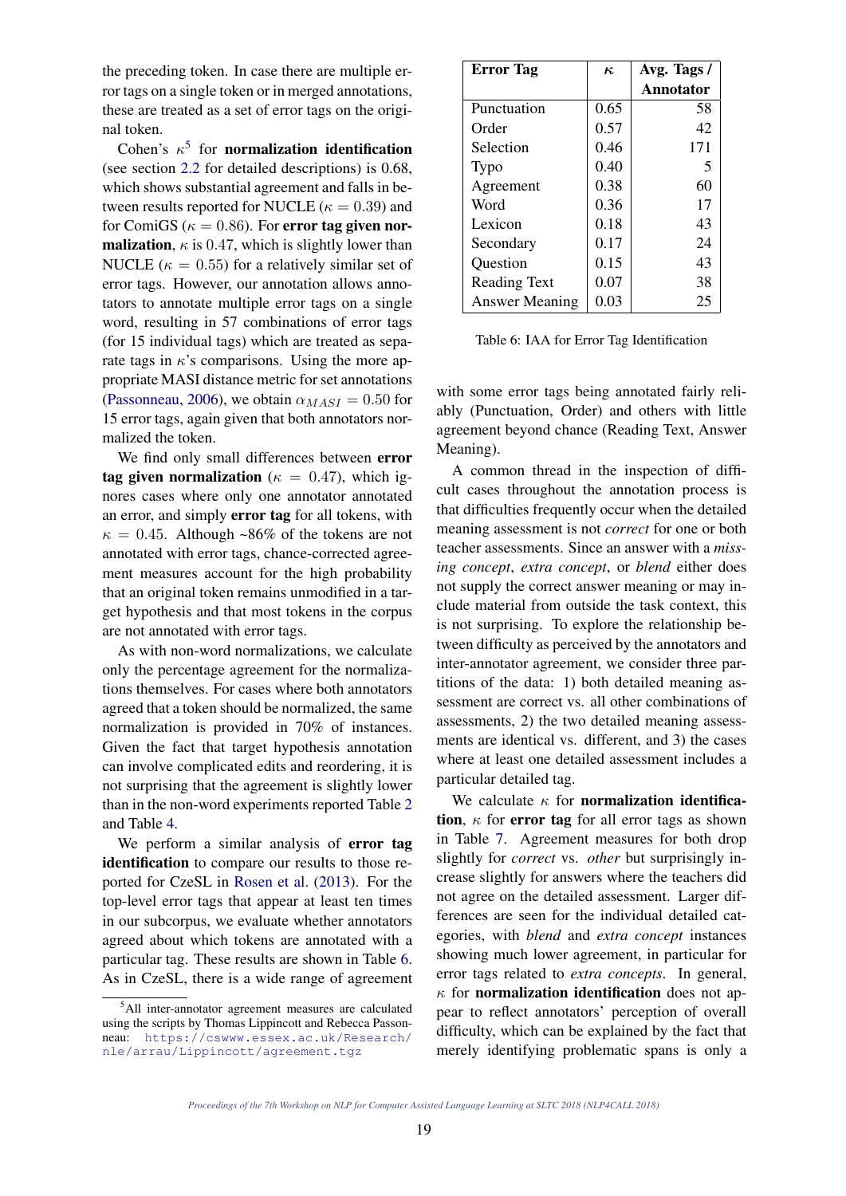the preceding token. In case there are multiple error tags on a single token or in merged annotations, these are treated as a set of error tags on the original token.

Cohen's $\kappa$[5] for **normalization identification** (see section 2.2 for detailed descriptions) is 0.68, which shows substantial agreement and falls in between results reported for NUCLE ($\kappa = 0.39$) and for ComiGS ($\kappa = 0.86$). For **error tag given normalization**, $\kappa$ is 0.47, which is slightly lower than NUCLE ($\kappa = 0.55$) for a relatively similar set of error tags. However, our annotation allows annotators to annotate multiple error tags on a single word, resulting in 57 combinations of error tags (for 15 individual tags) which are treated as separate tags in $\kappa$'s comparisons. Using the more appropriate MASI distance metric for set annotations (Passonneau, 2006), we obtain $\alpha_{MASI} = 0.50$ for 15 error tags, again given that both annotators normalized the token.

We find only small differences between **error tag given normalization** ($\kappa = 0.47$), which ignores cases where only one annotator annotated an error, and simply **error tag** for all tokens, with $\kappa = 0.45$. Although ~86% of the tokens are not annotated with error tags, chance-corrected agreement measures account for the high probability that an original token remains unmodified in a target hypothesis and that most tokens in the corpus are not annotated with error tags.

As with non-word normalizations, we calculate only the percentage agreement for the normalizations themselves. For cases where both annotators agreed that a token should be normalized, the same normalization is provided in 70% of instances. Given the fact that target hypothesis annotation can involve complicated edits and reordering, it is not surprising that the agreement is slightly lower than in the non-word experiments reported Table 2 and Table 4.

We perform a similar analysis of **error tag identification** to compare our results to those reported for CzeSL in Rosen et al. (2013). For the top-level error tags that appear at least ten times in our subcorpus, we evaluate whether annotators agreed about which tokens are annotated with a particular tag. These results are shown in Table 6. As in CzeSL, there is a wide range of agreement

[5] All inter-annotator agreement measures are calculated using the scripts by Thomas Lippincott and Rebecca Passonneau: https://cswww.essex.ac.uk/Research/nle/arrau/Lippincott/agreement.tgz

| Error Tag | $\kappa$ | Avg. Tags / Annotator |
|---|---|---|
| Punctuation | 0.65 | 58 |
| Order | 0.57 | 42 |
| Selection | 0.46 | 171 |
| Typo | 0.40 | 5 |
| Agreement | 0.38 | 60 |
| Word | 0.36 | 17 |
| Lexicon | 0.18 | 43 |
| Secondary | 0.17 | 24 |
| Question | 0.15 | 43 |
| Reading Text | 0.07 | 38 |
| Answer Meaning | 0.03 | 25 |

Table 6: IAA for Error Tag Identification

with some error tags being annotated fairly reliably (Punctuation, Order) and others with little agreement beyond chance (Reading Text, Answer Meaning).

A common thread in the inspection of difficult cases throughout the annotation process is that difficulties frequently occur when the detailed meaning assessment is not *correct* for one or both teacher assessments. Since an answer with a *missing concept*, *extra concept*, or *blend* either does not supply the correct answer meaning or may include material from outside the task context, this is not surprising. To explore the relationship between difficulty as perceived by the annotators and inter-annotator agreement, we consider three partitions of the data: 1) both detailed meaning assessment are correct vs. all other combinations of assessments, 2) the two detailed meaning assessments are identical vs. different, and 3) the cases where at least one detailed assessment includes a particular detailed tag.

We calculate $\kappa$ for **normalization identification**, $\kappa$ for **error tag** for all error tags as shown in Table 7. Agreement measures for both drop slightly for *correct* vs. *other* but surprisingly increase slightly for answers where the teachers did not agree on the detailed assessment. Larger differences are seen for the individual detailed categories, with *blend* and *extra concept* instances showing much lower agreement, in particular for error tags related to *extra concepts*. In general, $\kappa$ for **normalization identification** does not appear to reflect annotators' perception of overall difficulty, which can be explained by the fact that merely identifying problematic spans is only a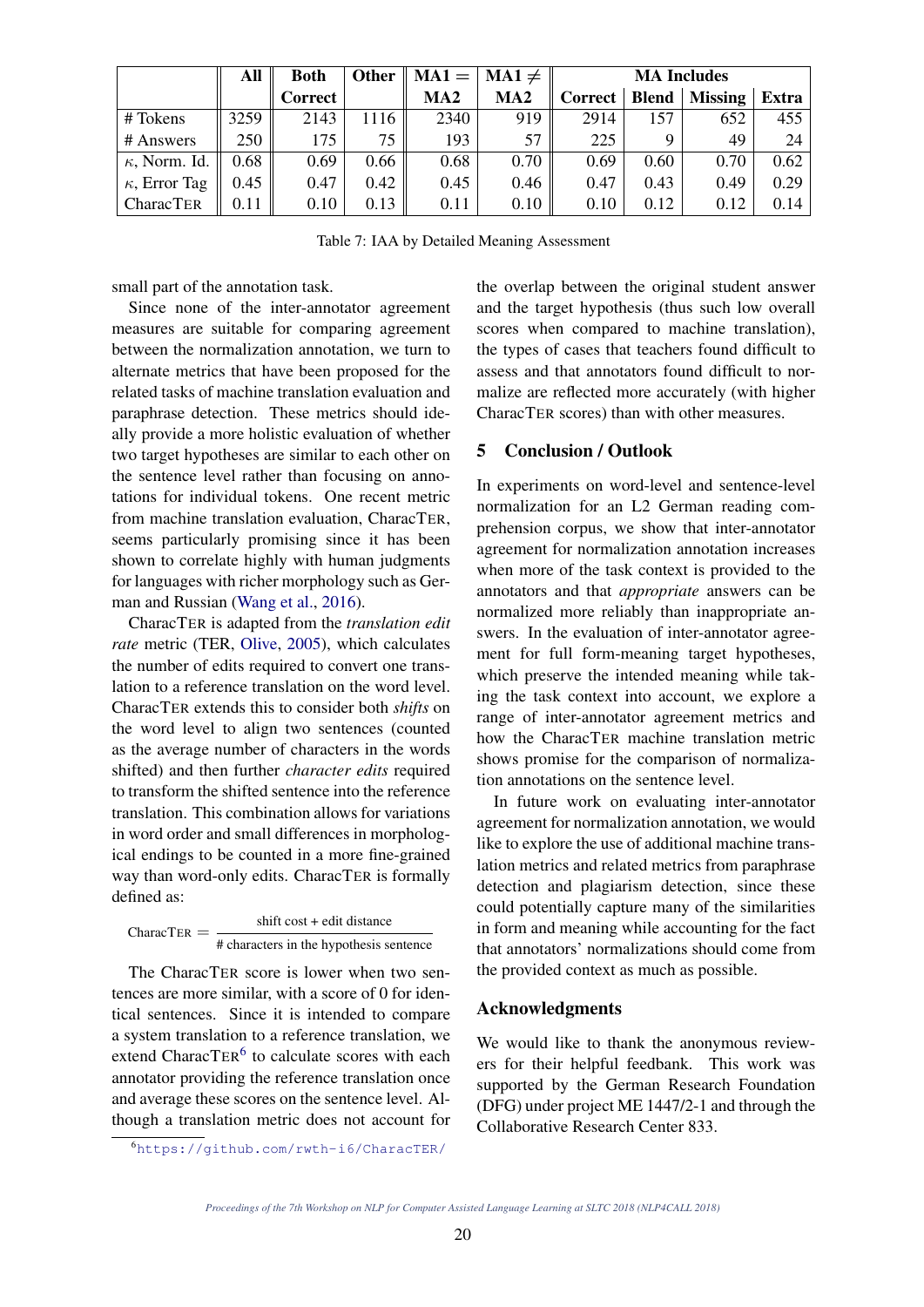|  | All | Both Correct | Other | MA1 = MA2 | MA1 ≠ MA2 | MA Includes |  |  |  |
|---|---|---|---|---|---|---|---|---|---|
|  |  |  |  |  |  | Correct | Blend | Missing | Extra |
| # Tokens | 3259 | 2143 | 1116 | 2340 | 919 | 2914 | 157 | 652 | 455 |
| # Answers | 250 | 175 | 75 | 193 | 57 | 225 | 9 | 49 | 24 |
| $\kappa$, Norm. Id. | 0.68 | 0.69 | 0.66 | 0.68 | 0.70 | 0.69 | 0.60 | 0.70 | 0.62 |
| $\kappa$, Error Tag | 0.45 | 0.47 | 0.42 | 0.45 | 0.46 | 0.47 | 0.43 | 0.49 | 0.29 |
| CharacTER | 0.11 | 0.10 | 0.13 | 0.11 | 0.10 | 0.10 | 0.12 | 0.12 | 0.14 |

Table 7: IAA by Detailed Meaning Assessment

small part of the annotation task.

Since none of the inter-annotator agreement measures are suitable for comparing agreement between the normalization annotation, we turn to alternate metrics that have been proposed for the related tasks of machine translation evaluation and paraphrase detection. These metrics should ideally provide a more holistic evaluation of whether two target hypotheses are similar to each other on the sentence level rather than focusing on annotations for individual tokens. One recent metric from machine translation evaluation, CharacTER, seems particularly promising since it has been shown to correlate highly with human judgments for languages with richer morphology such as German and Russian (Wang et al., 2016).

CharacTER is adapted from the *translation edit rate* metric (TER, Olive, 2005), which calculates the number of edits required to convert one translation to a reference translation on the word level. CharacTER extends this to consider both *shifts* on the word level to align two sentences (counted as the average number of characters in the words shifted) and then further *character edits* required to transform the shifted sentence into the reference translation. This combination allows for variations in word order and small differences in morphological endings to be counted in a more fine-grained way than word-only edits. CharacTER is formally defined as:

$$\text{CharacTER} = \frac{\text{shift cost + edit distance}}{\text{\# characters in the hypothesis sentence}}$$

The CharacTER score is lower when two sentences are more similar, with a score of 0 for identical sentences. Since it is intended to compare a system translation to a reference translation, we extend CharacTER[6] to calculate scores with each annotator providing the reference translation once and average these scores on the sentence level. Although a translation metric does not account for the overlap between the original student answer and the target hypothesis (thus such low overall scores when compared to machine translation), the types of cases that teachers found difficult to assess and that annotators found difficult to normalize are reflected more accurately (with higher CharacTER scores) than with other measures.

[6] https://github.com/rwth-i6/CharacTER/

## 5 Conclusion / Outlook

In experiments on word-level and sentence-level normalization for an L2 German reading comprehension corpus, we show that inter-annotator agreement for normalization annotation increases when more of the task context is provided to the annotators and that *appropriate* answers can be normalized more reliably than inappropriate answers. In the evaluation of inter-annotator agreement for full form-meaning target hypotheses, which preserve the intended meaning while taking the task context into account, we explore a range of inter-annotator agreement metrics and how the CharacTER machine translation metric shows promise for the comparison of normalization annotations on the sentence level.

In future work on evaluating inter-annotator agreement for normalization annotation, we would like to explore the use of additional machine translation metrics and related metrics from paraphrase detection and plagiarism detection, since these could potentially capture many of the similarities in form and meaning while accounting for the fact that annotators' normalizations should come from the provided context as much as possible.

## Acknowledgments

We would like to thank the anonymous reviewers for their helpful feedbank. This work was supported by the German Research Foundation (DFG) under project ME 1447/2-1 and through the Collaborative Research Center 833.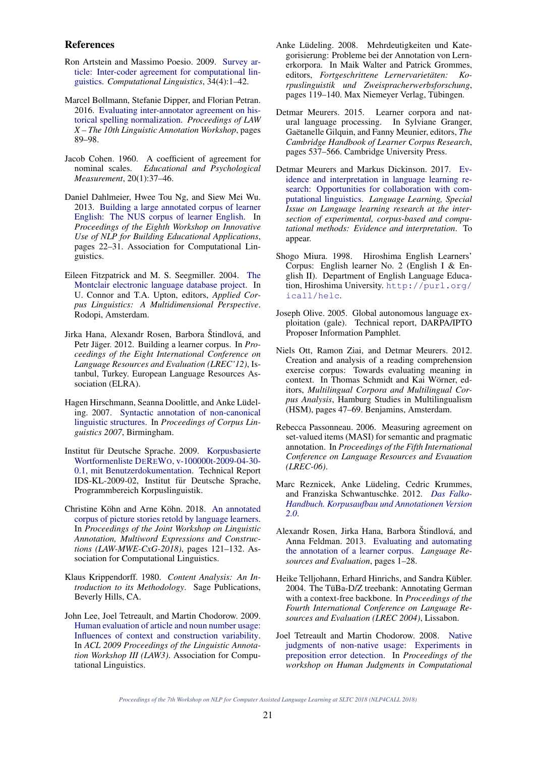## References

Ron Artstein and Massimo Poesio. 2009. Survey article: Inter-coder agreement for computational linguistics. *Computational Linguistics*, 34(4):1–42.

Marcel Bollmann, Stefanie Dipper, and Florian Petran. 2016. Evaluating inter-annotator agreement on historical spelling normalization. *Proceedings of LAW X – The 10th Linguistic Annotation Workshop*, pages 89–98.

Jacob Cohen. 1960. A coefficient of agreement for nominal scales. *Educational and Psychological Measurement*, 20(1):37–46.

Daniel Dahlmeier, Hwee Tou Ng, and Siew Mei Wu. 2013. Building a large annotated corpus of learner English: The NUS corpus of learner English. In *Proceedings of the Eighth Workshop on Innovative Use of NLP for Building Educational Applications*, pages 22–31. Association for Computational Linguistics.

Eileen Fitzpatrick and M. S. Seegmiller. 2004. The Montclair electronic language database project. In U. Connor and T.A. Upton, editors, *Applied Corpus Linguistics: A Multidimensional Perspective*. Rodopi, Amsterdam.

Jirka Hana, Alexandr Rosen, Barbora Štindlová, and Petr Jäger. 2012. Building a learner corpus. In *Proceedings of the Eight International Conference on Language Resources and Evaluation (LREC'12)*, Istanbul, Turkey. European Language Resources Association (ELRA).

Hagen Hirschmann, Seanna Doolittle, and Anke Lüdeling. 2007. Syntactic annotation of non-canonical linguistic structures. In *Proceedings of Corpus Linguistics 2007*, Birmingham.

Institut für Deutsche Sprache. 2009. Korpusbasierte Wortformenliste DEREWO, v-100000t-2009-04-30-0.1, mit Benutzerdokumentation. Technical Report IDS-KL-2009-02, Institut für Deutsche Sprache, Programmbereich Korpuslinguistik.

Christine Köhn and Arne Köhn. 2018. An annotated corpus of picture stories retold by language learners. In *Proceedings of the Joint Workshop on Linguistic Annotation, Multiword Expressions and Constructions (LAW-MWE-CxG-2018)*, pages 121–132. Association for Computational Linguistics.

Klaus Krippendorff. 1980. *Content Analysis: An Introduction to its Methodology*. Sage Publications, Beverly Hills, CA.

John Lee, Joel Tetreault, and Martin Chodorow. 2009. Human evaluation of article and noun number usage: Influences of context and construction variability. In *ACL 2009 Proceedings of the Linguistic Annotation Workshop III (LAW3)*. Association for Computational Linguistics.

Anke Lüdeling. 2008. Mehrdeutigkeiten und Kategorisierung: Probleme bei der Annotation von Lernerkorpora. In Maik Walter and Patrick Grommes, editors, *Fortgeschrittene Lernervarietäten: Korpuslinguistik und Zweispracherwerbsforschung*, pages 119–140. Max Niemeyer Verlag, Tübingen.

Detmar Meurers. 2015. Learner corpora and natural language processing. In Sylviane Granger, Gaëtanelle Gilquin, and Fanny Meunier, editors, *The Cambridge Handbook of Learner Corpus Research*, pages 537–566. Cambridge University Press.

Detmar Meurers and Markus Dickinson. 2017. Evidence and interpretation in language learning research: Opportunities for collaboration with computational linguistics. *Language Learning, Special Issue on Language learning research at the intersection of experimental, corpus-based and computational methods: Evidence and interpretation*. To appear.

Shogo Miura. 1998. Hiroshima English Learners' Corpus: English learner No. 2 (English I & English II). Department of English Language Education, Hiroshima University. http://purl.org/icall/helc.

Joseph Olive. 2005. Global autonomous language exploitation (gale). Technical report, DARPA/IPTO Proposer Information Pamphlet.

Niels Ott, Ramon Ziai, and Detmar Meurers. 2012. Creation and analysis of a reading comprehension exercise corpus: Towards evaluating meaning in context. In Thomas Schmidt and Kai Wörner, editors, *Multilingual Corpora and Multilingual Corpus Analysis*, Hamburg Studies in Multilingualism (HSM), pages 47–69. Benjamins, Amsterdam.

Rebecca Passonneau. 2006. Measuring agreement on set-valued items (MASI) for semantic and pragmatic annotation. In *Proceedings of the Fifth International Conference on Language Resources and Evauation (LREC-06)*.

Marc Reznicek, Anke Lüdeling, Cedric Krummes, and Franziska Schwantuschke. 2012. *Das Falko-Handbuch. Korpusaufbau und Annotationen Version 2.0*.

Alexandr Rosen, Jirka Hana, Barbora Štindlová, and Anna Feldman. 2013. Evaluating and automating the annotation of a learner corpus. *Language Resources and Evaluation*, pages 1–28.

Heike Telljohann, Erhard Hinrichs, and Sandra Kübler. 2004. The TüBa-D/Z treebank: Annotating German with a context-free backbone. In *Proceedings of the Fourth International Conference on Language Resources and Evaluation (LREC 2004)*, Lissabon.

Joel Tetreault and Martin Chodorow. 2008. Native judgments of non-native usage: Experiments in preposition error detection. In *Proceedings of the workshop on Human Judgments in Computational*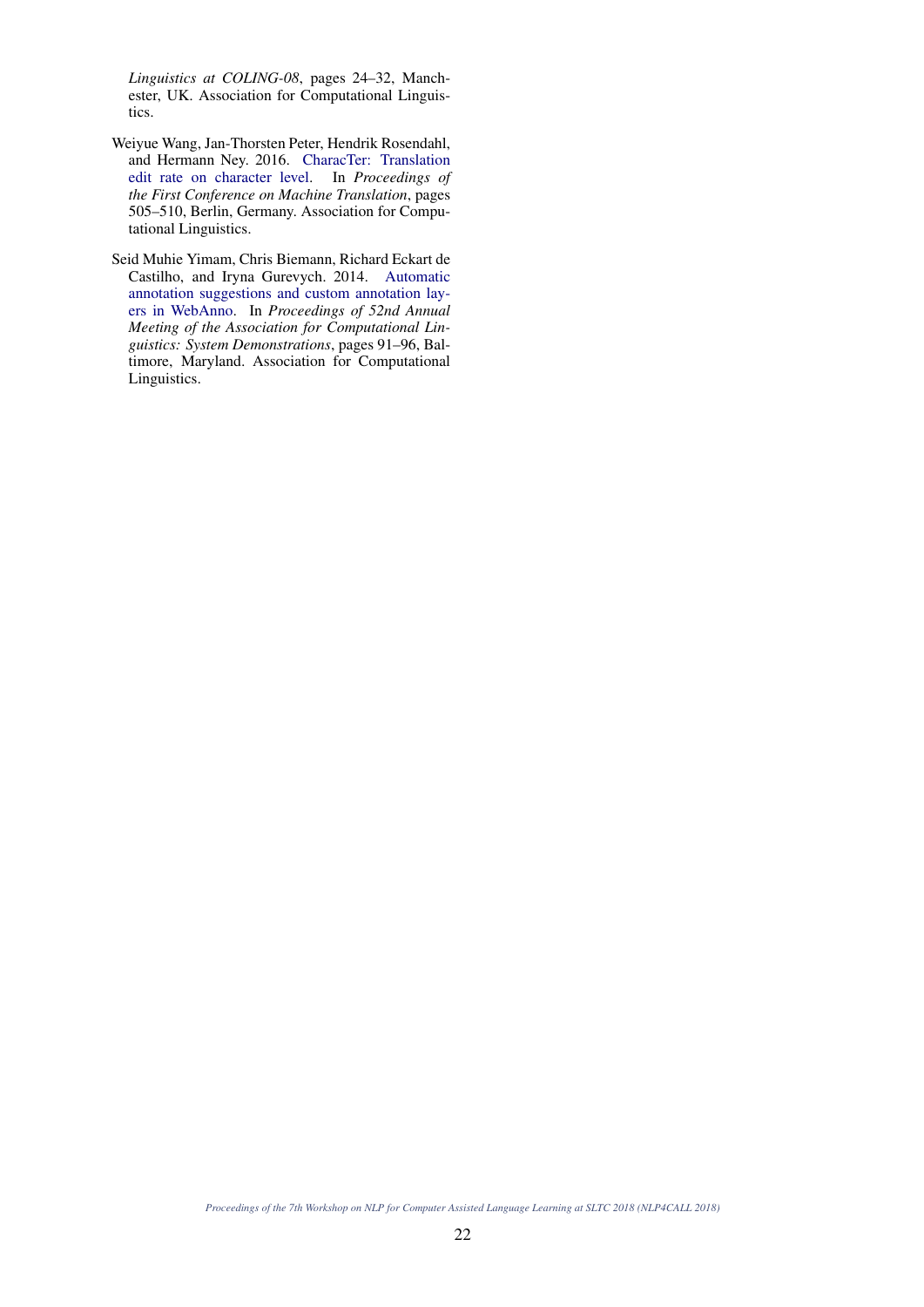*Linguistics at COLING-08*, pages 24–32, Manchester, UK. Association for Computational Linguistics.

Weiyue Wang, Jan-Thorsten Peter, Hendrik Rosendahl, and Hermann Ney. 2016. CharacTer: Translation edit rate on character level. In *Proceedings of the First Conference on Machine Translation*, pages 505–510, Berlin, Germany. Association for Computational Linguistics.

Seid Muhie Yimam, Chris Biemann, Richard Eckart de Castilho, and Iryna Gurevych. 2014. Automatic annotation suggestions and custom annotation layers in WebAnno. In *Proceedings of 52nd Annual Meeting of the Association for Computational Linguistics: System Demonstrations*, pages 91–96, Baltimore, Maryland. Association for Computational Linguistics.